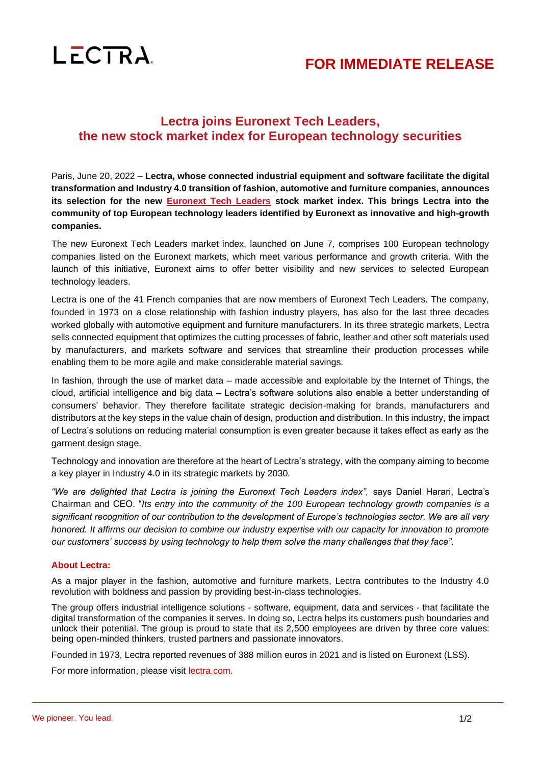LECTRA

**FOR IMMEDIATE RELEASE**

# Lectra joins Euronext Tech Leaders, the new stock market index for European technology securities

Paris, June 20, 2022 – **Lectra, whose connected industrial equipment and software facilitate the digital transformation and Industry 4.0 transition of fashion, automotive and furniture companies, announces its selection for the new Euronext Tech Leaders stock market index. This brings Lectra into the community of top European technology leaders identified by Euronext as innovative and high-growth companies.**

The new Euronext Tech Leaders market index, launched on June 7, comprises 100 European technology companies listed on the Euronext markets, which meet various performance and growth criteria. With the launch of this initiative, Euronext aims to offer better visibility and new services to selected European technology leaders.

Lectra is one of the 41 French companies that are now members of Euronext Tech Leaders. The company, founded in 1973 on a close relationship with fashion industry players, has also for the last three decades worked globally with automotive equipment and furniture manufacturers. In its three strategic markets, Lectra sells connected equipment that optimizes the cutting processes of fabric, leather and other soft materials used by manufacturers, and markets software and services that streamline their production processes while enabling them to be more agile and make considerable material savings.

In fashion, through the use of market data – made accessible and exploitable by the Internet of Things, the cloud, artificial intelligence and big data – Lectra's software solutions also enable a better understanding of consumers' behavior. They therefore facilitate strategic decision-making for brands, manufacturers and distributors at the key steps in the value chain of design, production and distribution. In this industry, the impact of Lectra's solutions on reducing material consumption is even greater because it takes effect as early as the garment design stage.

Technology and innovation are therefore at the heart of Lectra's strategy, with the company aiming to become a key player in Industry 4.0 in its strategic markets by 2030.

*"We are delighted that Lectra is joining the Euronext Tech Leaders index",* says Daniel Harari, Lectra's Chairman and CEO. "*Its entry into the community of the 100 European technology growth companies is a significant recognition of our contribution to the development of Europe's technologies sector. We are all very honored. It affirms our decision to combine our industry expertise with our capacity for innovation to promote our customers' success by using technology to help them solve the many challenges that they face".*

## About Lectra:

As a major player in the fashion, automotive and furniture markets, Lectra contributes to the Industry 4.0 revolution with boldness and passion by providing best-in-class technologies.

The group offers industrial intelligence solutions - software, equipment, data and services - that facilitate the digital transformation of the companies it serves. In doing so, Lectra helps its customers push boundaries and unlock their potential. The group is proud to state that its 2,500 employees are driven by three core values: being open-minded thinkers, trusted partners and passionate innovators.

Founded in 1973, Lectra reported revenues of 388 million euros in 2021 and is listed on Euronext (LSS).

For more information, please visit lectra.com.

We pioneer. You lead.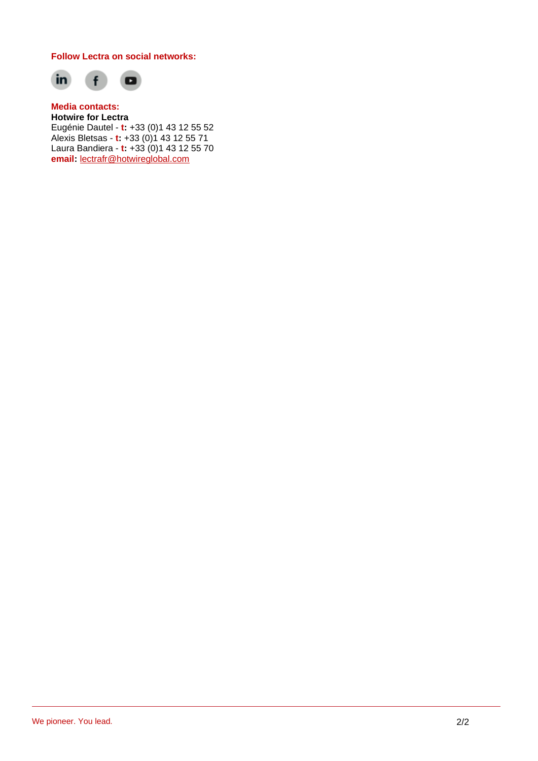**Follow Lectra on social networks:**

**Media contacts:**
**Hotwire for Lectra**
Eugénie Dautel - **t:** +33 (0)1 43 12 55 52
Alexis Bletsas - **t:** +33 (0)1 43 12 55 71
Laura Bandiera - **t:** +33 (0)1 43 12 55 70
**email:** lectrafr@hotwireglobal.com